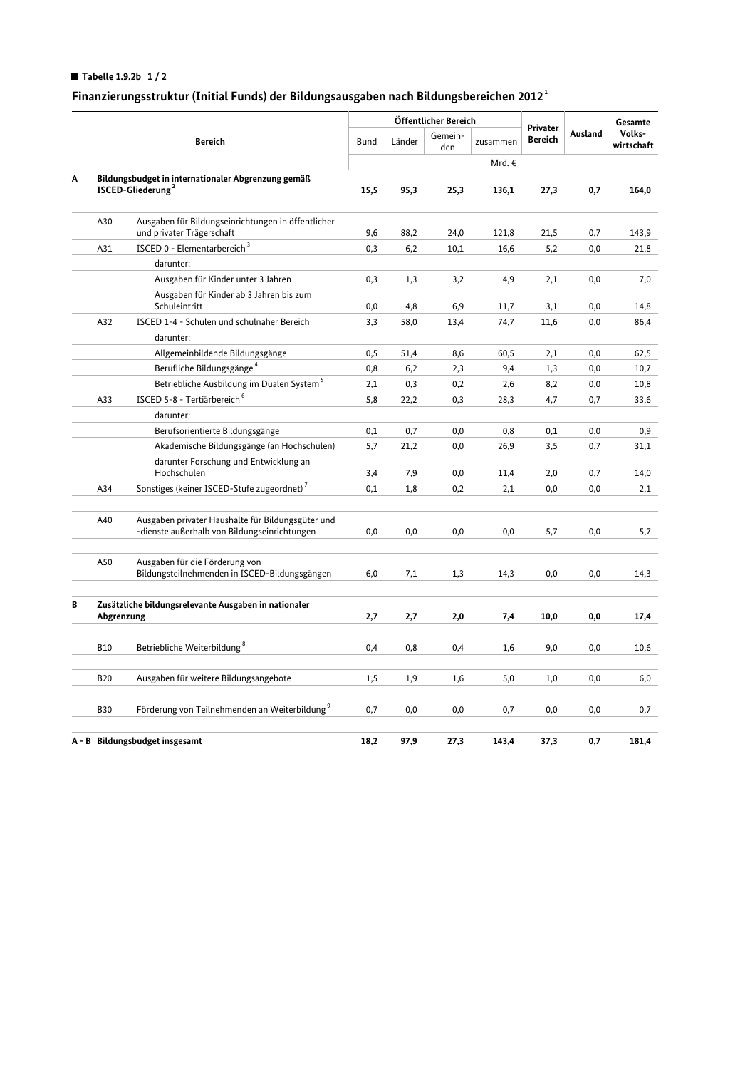**Tabelle 1.9.2b 1 / 2**

## Finanzierungsstruktur (Initial Funds) der Bildungsausgaben nach Bildungsbereichen 2012[1]

| | | Bereich | Öffentlicher Bereich | | | | Privater Bereich | Ausland | Gesamte Volks-wirtschaft |
|---|---|---|---|---|---|---|---|---|---|
| | | | Bund | Länder | Gemein-den | zusammen | | | |
| | | | Mrd. € | | | | | | |
| **A** | **Bildungsbudget in internationaler Abgrenzung gemäß ISCED-Gliederung[2]** | | **15,5** | **95,3** | **25,3** | **136,1** | **27,3** | **0,7** | **164,0** |
| | A30 | Ausgaben für Bildungseinrichtungen in öffentlicher und privater Trägerschaft | 9,6 | 88,2 | 24,0 | 121,8 | 21,5 | 0,7 | 143,9 |
| | A31 | ISCED 0 - Elementarbereich[3] | 0,3 | 6,2 | 10,1 | 16,6 | 5,2 | 0,0 | 21,8 |
| | | darunter: | | | | | | | |
| | | Ausgaben für Kinder unter 3 Jahren | 0,3 | 1,3 | 3,2 | 4,9 | 2,1 | 0,0 | 7,0 |
| | | Ausgaben für Kinder ab 3 Jahren bis zum Schuleintritt | 0,0 | 4,8 | 6,9 | 11,7 | 3,1 | 0,0 | 14,8 |
| | A32 | ISCED 1-4 - Schulen und schulnaher Bereich | 3,3 | 58,0 | 13,4 | 74,7 | 11,6 | 0,0 | 86,4 |
| | | darunter: | | | | | | | |
| | | Allgemeinbildende Bildungsgänge | 0,5 | 51,4 | 8,6 | 60,5 | 2,1 | 0,0 | 62,5 |
| | | Berufliche Bildungsgänge[4] | 0,8 | 6,2 | 2,3 | 9,4 | 1,3 | 0,0 | 10,7 |
| | | Betriebliche Ausbildung im Dualen System[5] | 2,1 | 0,3 | 0,2 | 2,6 | 8,2 | 0,0 | 10,8 |
| | A33 | ISCED 5-8 - Tertiärbereich[6] | 5,8 | 22,2 | 0,3 | 28,3 | 4,7 | 0,7 | 33,6 |
| | | darunter: | | | | | | | |
| | | Berufsorientierte Bildungsgänge | 0,1 | 0,7 | 0,0 | 0,8 | 0,1 | 0,0 | 0,9 |
| | | Akademische Bildungsgänge (an Hochschulen) | 5,7 | 21,2 | 0,0 | 26,9 | 3,5 | 0,7 | 31,1 |
| | | darunter Forschung und Entwicklung an Hochschulen | 3,4 | 7,9 | 0,0 | 11,4 | 2,0 | 0,7 | 14,0 |
| | A34 | Sonstiges (keiner ISCED-Stufe zugeordnet)[7] | 0,1 | 1,8 | 0,2 | 2,1 | 0,0 | 0,0 | 2,1 |
| | A40 | Ausgaben privater Haushalte für Bildungsgüter und -dienste außerhalb von Bildungseinrichtungen | 0,0 | 0,0 | 0,0 | 0,0 | 5,7 | 0,0 | 5,7 |
| | A50 | Ausgaben für die Förderung von Bildungsteilnehmenden in ISCED-Bildungsgängen | 6,0 | 7,1 | 1,3 | 14,3 | 0,0 | 0,0 | 14,3 |
| **B** | **Zusätzliche bildungsrelevante Ausgaben in nationaler Abgrenzung** | | **2,7** | **2,7** | **2,0** | **7,4** | **10,0** | **0,0** | **17,4** |
| | B10 | Betriebliche Weiterbildung[8] | 0,4 | 0,8 | 0,4 | 1,6 | 9,0 | 0,0 | 10,6 |
| | B20 | Ausgaben für weitere Bildungsangebote | 1,5 | 1,9 | 1,6 | 5,0 | 1,0 | 0,0 | 6,0 |
| | B30 | Förderung von Teilnehmenden an Weiterbildung[9] | 0,7 | 0,0 | 0,0 | 0,7 | 0,0 | 0,0 | 0,7 |
| **A - B** | **Bildungsbudget insgesamt** | | **18,2** | **97,9** | **27,3** | **143,4** | **37,3** | **0,7** | **181,4** |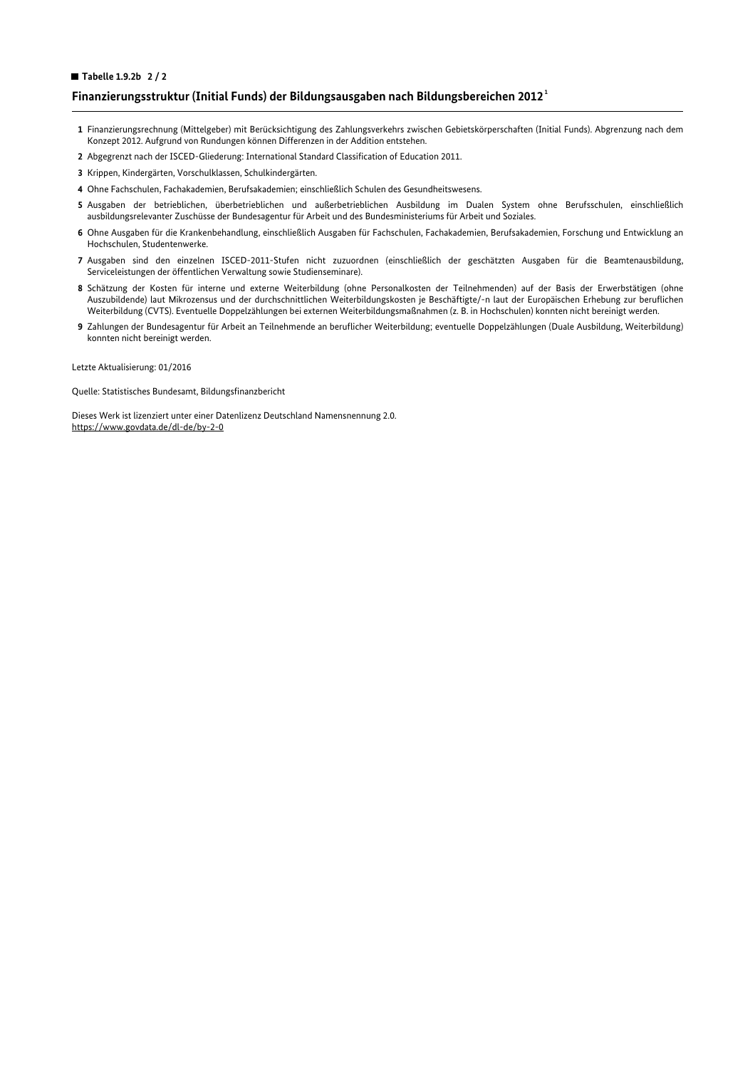**Tabelle 1.9.2b 2 / 2**

## Finanzierungsstruktur (Initial Funds) der Bildungsausgaben nach Bildungsbereichen 2012[1]

**1** Finanzierungsrechnung (Mittelgeber) mit Berücksichtigung des Zahlungsverkehrs zwischen Gebietskörperschaften (Initial Funds). Abgrenzung nach dem Konzept 2012. Aufgrund von Rundungen können Differenzen in der Addition entstehen.

**2** Abgegrenzt nach der ISCED-Gliederung: International Standard Classification of Education 2011.

**3** Krippen, Kindergärten, Vorschulklassen, Schulkindergärten.

**4** Ohne Fachschulen, Fachakademien, Berufsakademien; einschließlich Schulen des Gesundheitswesens.

**5** Ausgaben der betrieblichen, überbetrieblichen und außerbetrieblichen Ausbildung im Dualen System ohne Berufsschulen, einschließlich ausbildungsrelevanter Zuschüsse der Bundesagentur für Arbeit und des Bundesministeriums für Arbeit und Soziales.

**6** Ohne Ausgaben für die Krankenbehandlung, einschließlich Ausgaben für Fachschulen, Fachakademien, Berufsakademien, Forschung und Entwicklung an Hochschulen, Studentenwerke.

**7** Ausgaben sind den einzelnen ISCED-2011-Stufen nicht zuzuordnen (einschließlich der geschätzten Ausgaben für die Beamtenausbildung, Serviceleistungen der öffentlichen Verwaltung sowie Studienseminare).

**8** Schätzung der Kosten für interne und externe Weiterbildung (ohne Personalkosten der Teilnehmenden) auf der Basis der Erwerbstätigen (ohne Auszubildende) laut Mikrozensus und der durchschnittlichen Weiterbildungskosten je Beschäftigte/-n laut der Europäischen Erhebung zur beruflichen Weiterbildung (CVTS). Eventuelle Doppelzählungen bei externen Weiterbildungsmaßnahmen (z. B. in Hochschulen) konnten nicht bereinigt werden.

**9** Zahlungen der Bundesagentur für Arbeit an Teilnehmende an beruflicher Weiterbildung; eventuelle Doppelzählungen (Duale Ausbildung, Weiterbildung) konnten nicht bereinigt werden.

Letzte Aktualisierung: 01/2016

Quelle: Statistisches Bundesamt, Bildungsfinanzbericht

Dieses Werk ist lizenziert unter einer Datenlizenz Deutschland Namensnennung 2.0.
https://www.govdata.de/dl-de/by-2-0